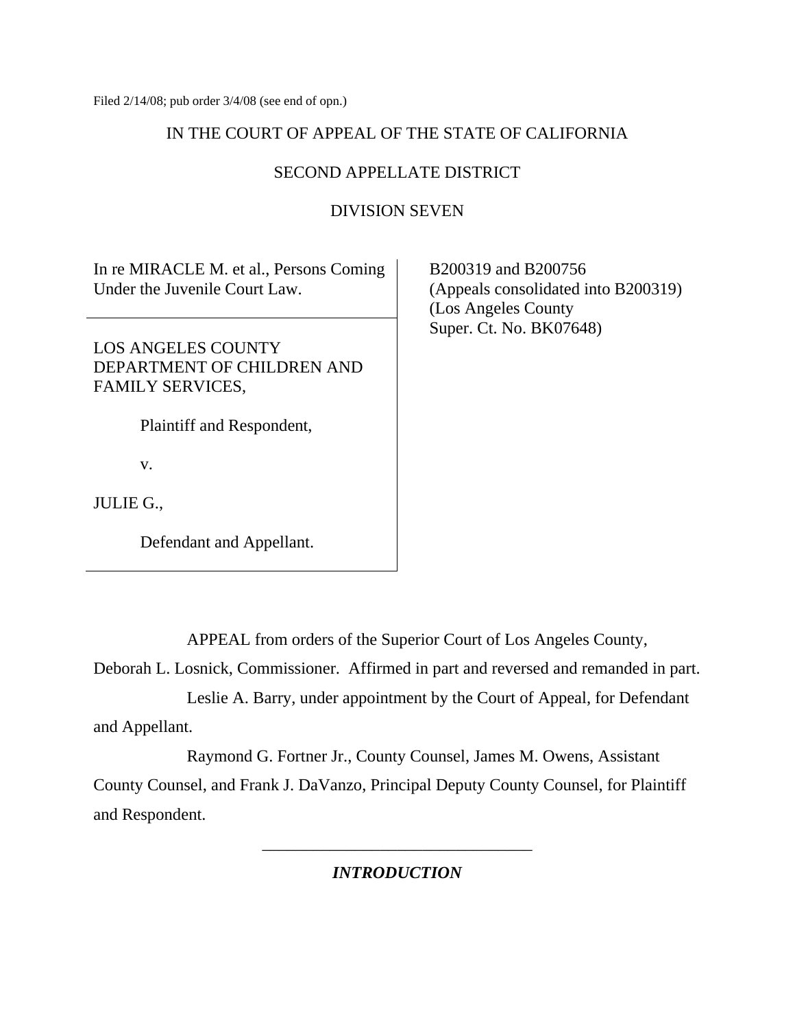Filed 2/14/08; pub order 3/4/08 (see end of opn.)

IN THE COURT OF APPEAL OF THE STATE OF CALIFORNIA

SECOND APPELLATE DISTRICT

DIVISION SEVEN

| | |
|---|---|
| In re MIRACLE M. et al., Persons Coming Under the Juvenile Court Law.<br><br>LOS ANGELES COUNTY DEPARTMENT OF CHILDREN AND FAMILY SERVICES,<br><br>Plaintiff and Respondent,<br><br>v.<br><br>JULIE G.,<br><br>Defendant and Appellant. | B200319 and B200756<br>(Appeals consolidated into B200319)<br>(Los Angeles County<br>Super. Ct. No. BK07648) |

APPEAL from orders of the Superior Court of Los Angeles County, Deborah L. Losnick, Commissioner. Affirmed in part and reversed and remanded in part.

Leslie A. Barry, under appointment by the Court of Appeal, for Defendant and Appellant.

Raymond G. Fortner Jr., County Counsel, James M. Owens, Assistant County Counsel, and Frank J. DaVanzo, Principal Deputy County Counsel, for Plaintiff and Respondent.

---

## *INTRODUCTION*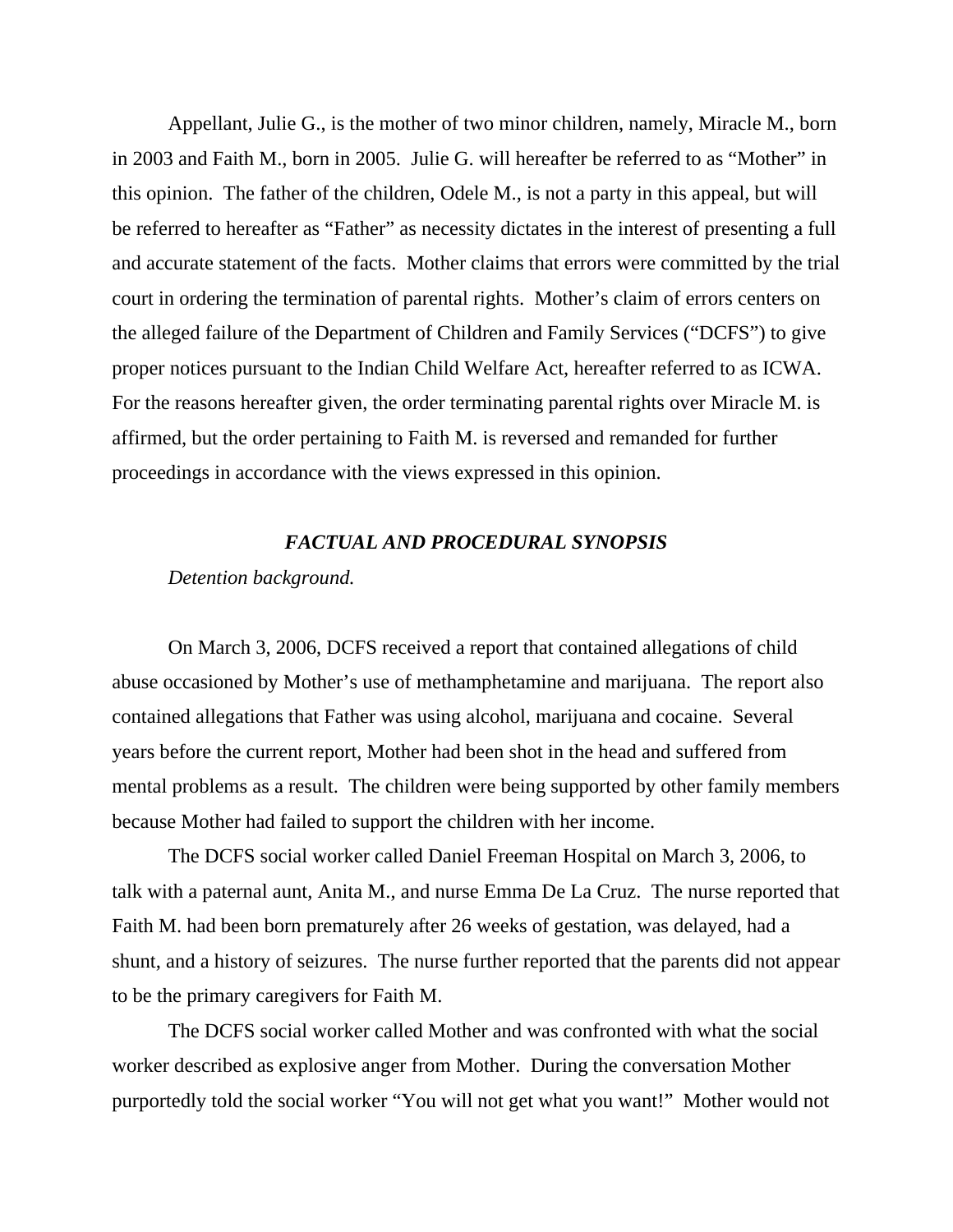Appellant, Julie G., is the mother of two minor children, namely, Miracle M., born in 2003 and Faith M., born in 2005. Julie G. will hereafter be referred to as "Mother" in this opinion. The father of the children, Odele M., is not a party in this appeal, but will be referred to hereafter as "Father" as necessity dictates in the interest of presenting a full and accurate statement of the facts. Mother claims that errors were committed by the trial court in ordering the termination of parental rights. Mother's claim of errors centers on the alleged failure of the Department of Children and Family Services ("DCFS") to give proper notices pursuant to the Indian Child Welfare Act, hereafter referred to as ICWA. For the reasons hereafter given, the order terminating parental rights over Miracle M. is affirmed, but the order pertaining to Faith M. is reversed and remanded for further proceedings in accordance with the views expressed in this opinion.

## *FACTUAL AND PROCEDURAL SYNOPSIS*

*Detention background.*

On March 3, 2006, DCFS received a report that contained allegations of child abuse occasioned by Mother's use of methamphetamine and marijuana. The report also contained allegations that Father was using alcohol, marijuana and cocaine. Several years before the current report, Mother had been shot in the head and suffered from mental problems as a result. The children were being supported by other family members because Mother had failed to support the children with her income.

The DCFS social worker called Daniel Freeman Hospital on March 3, 2006, to talk with a paternal aunt, Anita M., and nurse Emma De La Cruz. The nurse reported that Faith M. had been born prematurely after 26 weeks of gestation, was delayed, had a shunt, and a history of seizures. The nurse further reported that the parents did not appear to be the primary caregivers for Faith M.

The DCFS social worker called Mother and was confronted with what the social worker described as explosive anger from Mother. During the conversation Mother purportedly told the social worker "You will not get what you want!" Mother would not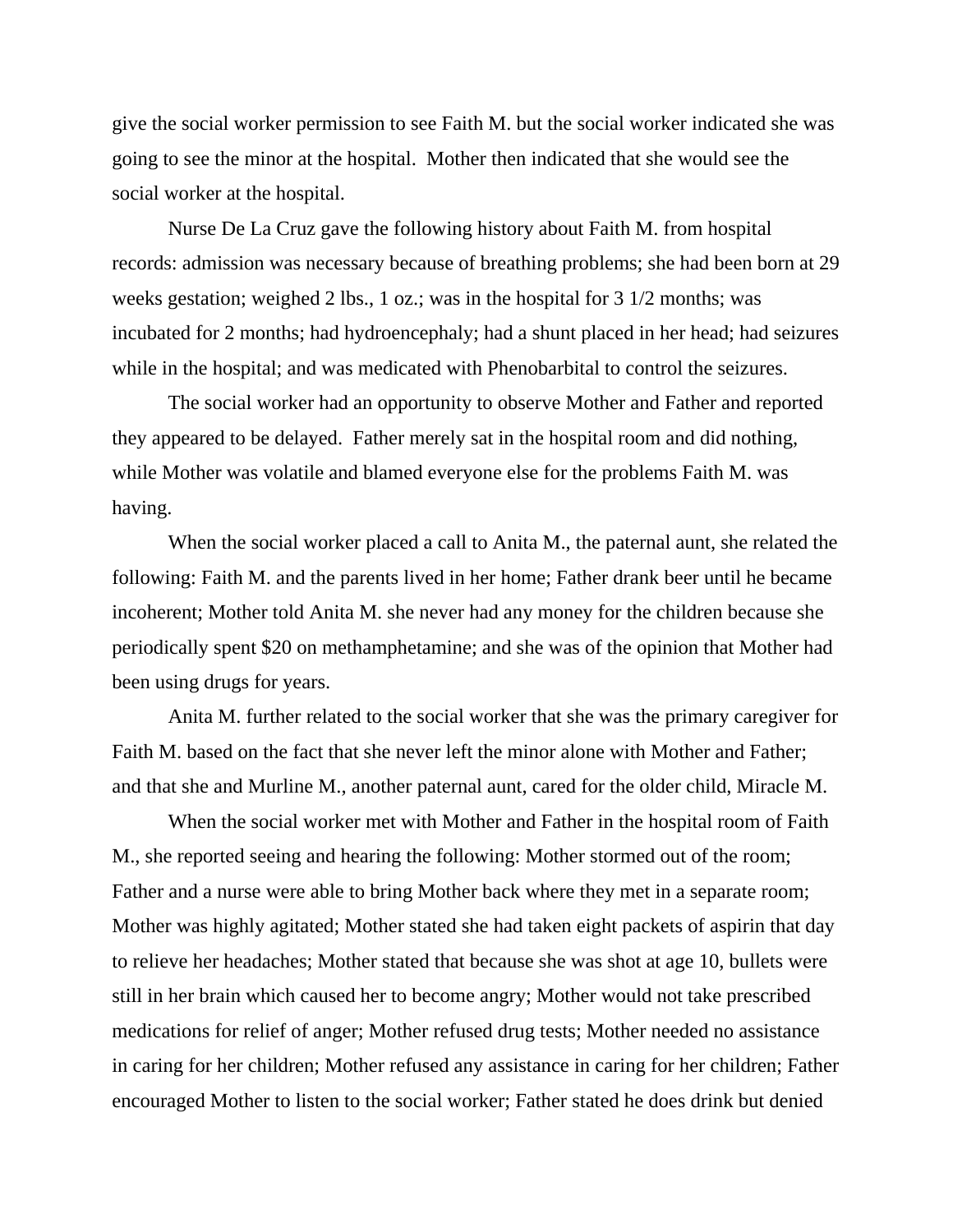give the social worker permission to see Faith M. but the social worker indicated she was going to see the minor at the hospital. Mother then indicated that she would see the social worker at the hospital.

Nurse De La Cruz gave the following history about Faith M. from hospital records: admission was necessary because of breathing problems; she had been born at 29 weeks gestation; weighed 2 lbs., 1 oz.; was in the hospital for 3 1/2 months; was incubated for 2 months; had hydroencephaly; had a shunt placed in her head; had seizures while in the hospital; and was medicated with Phenobarbital to control the seizures.

The social worker had an opportunity to observe Mother and Father and reported they appeared to be delayed. Father merely sat in the hospital room and did nothing, while Mother was volatile and blamed everyone else for the problems Faith M. was having.

When the social worker placed a call to Anita M., the paternal aunt, she related the following: Faith M. and the parents lived in her home; Father drank beer until he became incoherent; Mother told Anita M. she never had any money for the children because she periodically spent $20 on methamphetamine; and she was of the opinion that Mother had been using drugs for years.

Anita M. further related to the social worker that she was the primary caregiver for Faith M. based on the fact that she never left the minor alone with Mother and Father; and that she and Murline M., another paternal aunt, cared for the older child, Miracle M.

When the social worker met with Mother and Father in the hospital room of Faith M., she reported seeing and hearing the following: Mother stormed out of the room; Father and a nurse were able to bring Mother back where they met in a separate room; Mother was highly agitated; Mother stated she had taken eight packets of aspirin that day to relieve her headaches; Mother stated that because she was shot at age 10, bullets were still in her brain which caused her to become angry; Mother would not take prescribed medications for relief of anger; Mother refused drug tests; Mother needed no assistance in caring for her children; Mother refused any assistance in caring for her children; Father encouraged Mother to listen to the social worker; Father stated he does drink but denied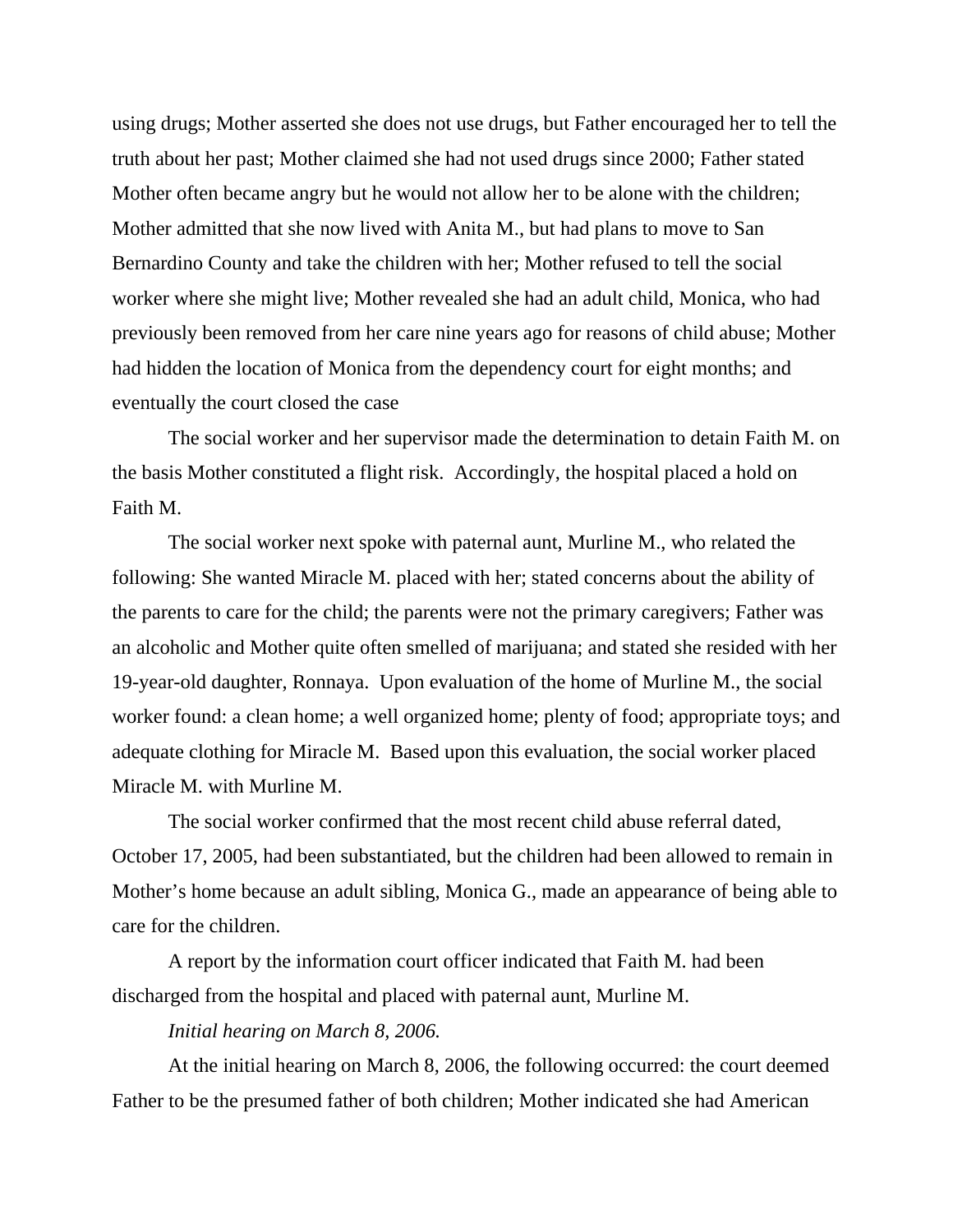using drugs; Mother asserted she does not use drugs, but Father encouraged her to tell the truth about her past; Mother claimed she had not used drugs since 2000; Father stated Mother often became angry but he would not allow her to be alone with the children; Mother admitted that she now lived with Anita M., but had plans to move to San Bernardino County and take the children with her; Mother refused to tell the social worker where she might live; Mother revealed she had an adult child, Monica, who had previously been removed from her care nine years ago for reasons of child abuse; Mother had hidden the location of Monica from the dependency court for eight months; and eventually the court closed the case

The social worker and her supervisor made the determination to detain Faith M. on the basis Mother constituted a flight risk. Accordingly, the hospital placed a hold on Faith M.

The social worker next spoke with paternal aunt, Murline M., who related the following: She wanted Miracle M. placed with her; stated concerns about the ability of the parents to care for the child; the parents were not the primary caregivers; Father was an alcoholic and Mother quite often smelled of marijuana; and stated she resided with her 19-year-old daughter, Ronnaya. Upon evaluation of the home of Murline M., the social worker found: a clean home; a well organized home; plenty of food; appropriate toys; and adequate clothing for Miracle M. Based upon this evaluation, the social worker placed Miracle M. with Murline M.

The social worker confirmed that the most recent child abuse referral dated, October 17, 2005, had been substantiated, but the children had been allowed to remain in Mother's home because an adult sibling, Monica G., made an appearance of being able to care for the children.

A report by the information court officer indicated that Faith M. had been discharged from the hospital and placed with paternal aunt, Murline M.

*Initial hearing on March 8, 2006.*

At the initial hearing on March 8, 2006, the following occurred: the court deemed Father to be the presumed father of both children; Mother indicated she had American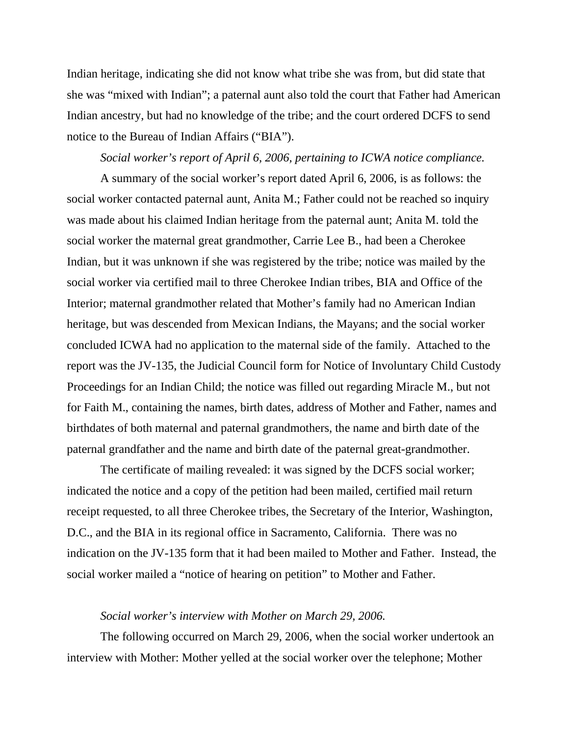Indian heritage, indicating she did not know what tribe she was from, but did state that she was "mixed with Indian"; a paternal aunt also told the court that Father had American Indian ancestry, but had no knowledge of the tribe; and the court ordered DCFS to send notice to the Bureau of Indian Affairs ("BIA").

*Social worker's report of April 6, 2006, pertaining to ICWA notice compliance.*

A summary of the social worker's report dated April 6, 2006, is as follows: the social worker contacted paternal aunt, Anita M.; Father could not be reached so inquiry was made about his claimed Indian heritage from the paternal aunt; Anita M. told the social worker the maternal great grandmother, Carrie Lee B., had been a Cherokee Indian, but it was unknown if she was registered by the tribe; notice was mailed by the social worker via certified mail to three Cherokee Indian tribes, BIA and Office of the Interior; maternal grandmother related that Mother's family had no American Indian heritage, but was descended from Mexican Indians, the Mayans; and the social worker concluded ICWA had no application to the maternal side of the family. Attached to the report was the JV-135, the Judicial Council form for Notice of Involuntary Child Custody Proceedings for an Indian Child; the notice was filled out regarding Miracle M., but not for Faith M., containing the names, birth dates, address of Mother and Father, names and birthdates of both maternal and paternal grandmothers, the name and birth date of the paternal grandfather and the name and birth date of the paternal great-grandmother.

The certificate of mailing revealed: it was signed by the DCFS social worker; indicated the notice and a copy of the petition had been mailed, certified mail return receipt requested, to all three Cherokee tribes, the Secretary of the Interior, Washington, D.C., and the BIA in its regional office in Sacramento, California. There was no indication on the JV-135 form that it had been mailed to Mother and Father. Instead, the social worker mailed a "notice of hearing on petition" to Mother and Father.

*Social worker's interview with Mother on March 29, 2006.*

The following occurred on March 29, 2006, when the social worker undertook an interview with Mother: Mother yelled at the social worker over the telephone; Mother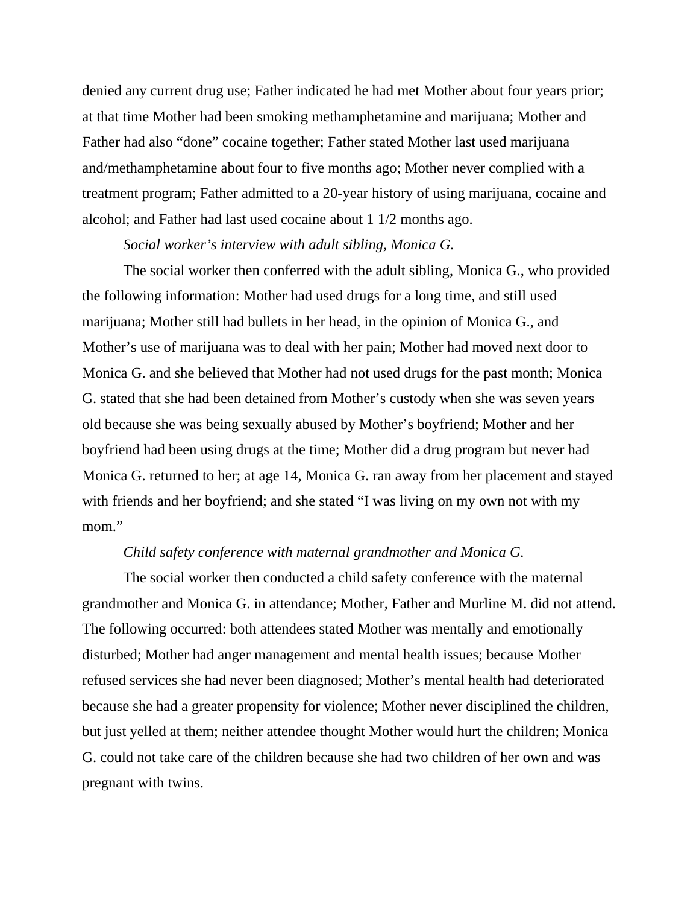denied any current drug use; Father indicated he had met Mother about four years prior; at that time Mother had been smoking methamphetamine and marijuana; Mother and Father had also "done" cocaine together; Father stated Mother last used marijuana and/methamphetamine about four to five months ago; Mother never complied with a treatment program; Father admitted to a 20-year history of using marijuana, cocaine and alcohol; and Father had last used cocaine about 1 1/2 months ago.

*Social worker's interview with adult sibling, Monica G.*

The social worker then conferred with the adult sibling, Monica G., who provided the following information: Mother had used drugs for a long time, and still used marijuana; Mother still had bullets in her head, in the opinion of Monica G., and Mother's use of marijuana was to deal with her pain; Mother had moved next door to Monica G. and she believed that Mother had not used drugs for the past month; Monica G. stated that she had been detained from Mother's custody when she was seven years old because she was being sexually abused by Mother's boyfriend; Mother and her boyfriend had been using drugs at the time; Mother did a drug program but never had Monica G. returned to her; at age 14, Monica G. ran away from her placement and stayed with friends and her boyfriend; and she stated "I was living on my own not with my mom."

*Child safety conference with maternal grandmother and Monica G.*

The social worker then conducted a child safety conference with the maternal grandmother and Monica G. in attendance; Mother, Father and Murline M. did not attend. The following occurred: both attendees stated Mother was mentally and emotionally disturbed; Mother had anger management and mental health issues; because Mother refused services she had never been diagnosed; Mother's mental health had deteriorated because she had a greater propensity for violence; Mother never disciplined the children, but just yelled at them; neither attendee thought Mother would hurt the children; Monica G. could not take care of the children because she had two children of her own and was pregnant with twins.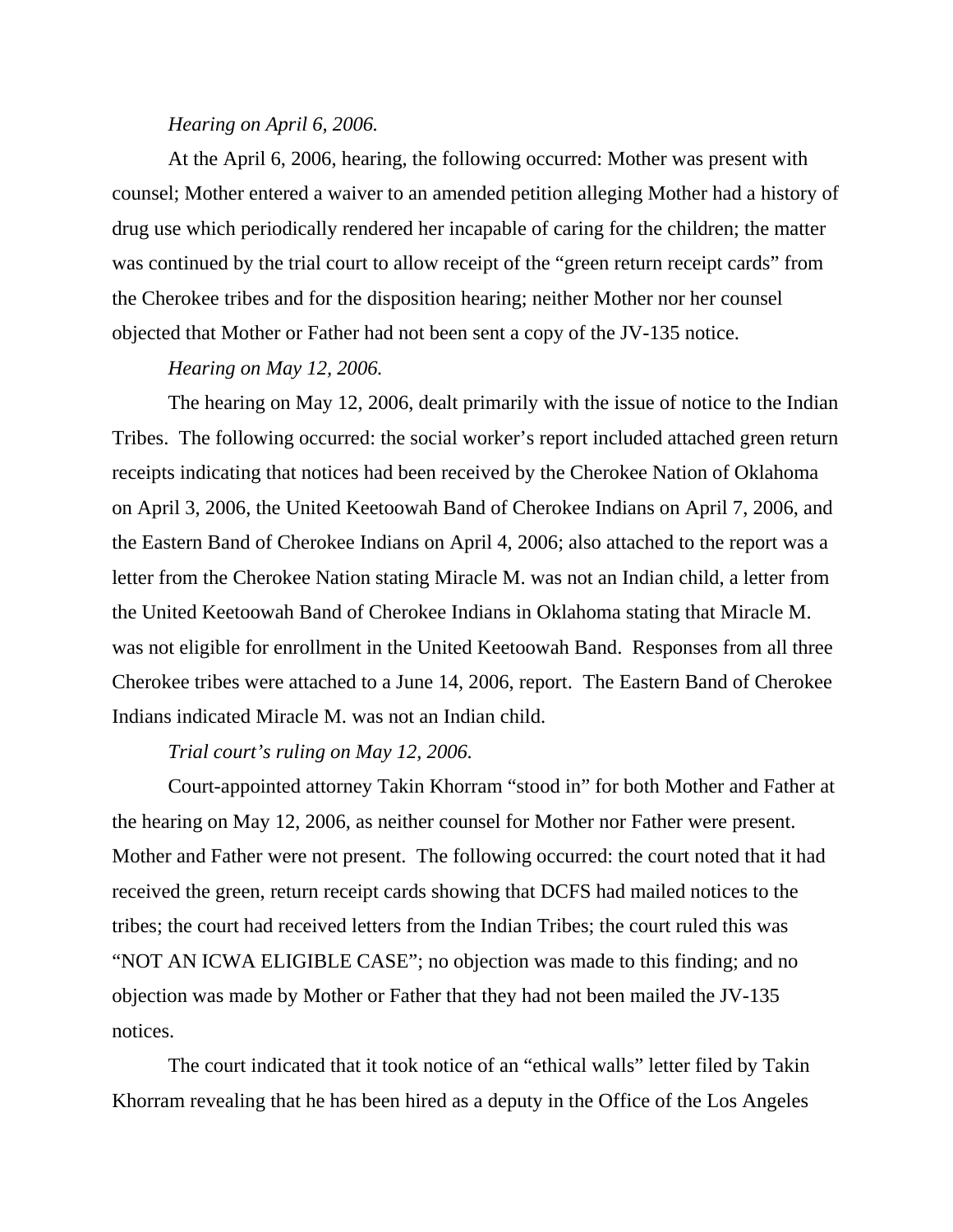*Hearing on April 6, 2006.*

At the April 6, 2006, hearing, the following occurred: Mother was present with counsel; Mother entered a waiver to an amended petition alleging Mother had a history of drug use which periodically rendered her incapable of caring for the children; the matter was continued by the trial court to allow receipt of the "green return receipt cards" from the Cherokee tribes and for the disposition hearing; neither Mother nor her counsel objected that Mother or Father had not been sent a copy of the JV-135 notice.

*Hearing on May 12, 2006.*

The hearing on May 12, 2006, dealt primarily with the issue of notice to the Indian Tribes. The following occurred: the social worker's report included attached green return receipts indicating that notices had been received by the Cherokee Nation of Oklahoma on April 3, 2006, the United Keetoowah Band of Cherokee Indians on April 7, 2006, and the Eastern Band of Cherokee Indians on April 4, 2006; also attached to the report was a letter from the Cherokee Nation stating Miracle M. was not an Indian child, a letter from the United Keetoowah Band of Cherokee Indians in Oklahoma stating that Miracle M. was not eligible for enrollment in the United Keetoowah Band. Responses from all three Cherokee tribes were attached to a June 14, 2006, report. The Eastern Band of Cherokee Indians indicated Miracle M. was not an Indian child.

*Trial court's ruling on May 12, 2006.*

Court-appointed attorney Takin Khorram "stood in" for both Mother and Father at the hearing on May 12, 2006, as neither counsel for Mother nor Father were present. Mother and Father were not present. The following occurred: the court noted that it had received the green, return receipt cards showing that DCFS had mailed notices to the tribes; the court had received letters from the Indian Tribes; the court ruled this was "NOT AN ICWA ELIGIBLE CASE"; no objection was made to this finding; and no objection was made by Mother or Father that they had not been mailed the JV-135 notices.

The court indicated that it took notice of an "ethical walls" letter filed by Takin Khorram revealing that he has been hired as a deputy in the Office of the Los Angeles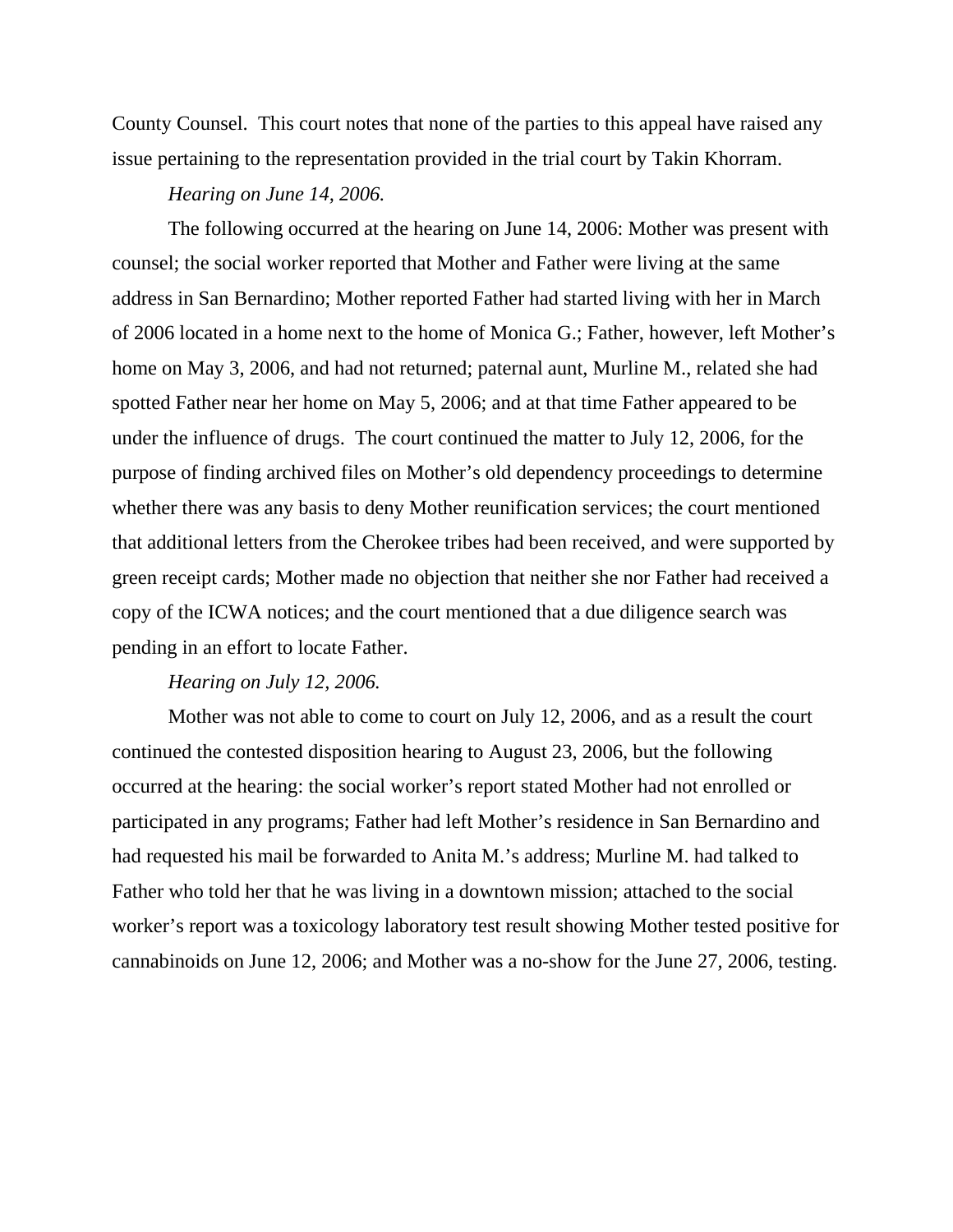County Counsel. This court notes that none of the parties to this appeal have raised any issue pertaining to the representation provided in the trial court by Takin Khorram.

*Hearing on June 14, 2006.*

The following occurred at the hearing on June 14, 2006: Mother was present with counsel; the social worker reported that Mother and Father were living at the same address in San Bernardino; Mother reported Father had started living with her in March of 2006 located in a home next to the home of Monica G.; Father, however, left Mother's home on May 3, 2006, and had not returned; paternal aunt, Murline M., related she had spotted Father near her home on May 5, 2006; and at that time Father appeared to be under the influence of drugs. The court continued the matter to July 12, 2006, for the purpose of finding archived files on Mother's old dependency proceedings to determine whether there was any basis to deny Mother reunification services; the court mentioned that additional letters from the Cherokee tribes had been received, and were supported by green receipt cards; Mother made no objection that neither she nor Father had received a copy of the ICWA notices; and the court mentioned that a due diligence search was pending in an effort to locate Father.

*Hearing on July 12, 2006.*

Mother was not able to come to court on July 12, 2006, and as a result the court continued the contested disposition hearing to August 23, 2006, but the following occurred at the hearing: the social worker's report stated Mother had not enrolled or participated in any programs; Father had left Mother's residence in San Bernardino and had requested his mail be forwarded to Anita M.'s address; Murline M. had talked to Father who told her that he was living in a downtown mission; attached to the social worker's report was a toxicology laboratory test result showing Mother tested positive for cannabinoids on June 12, 2006; and Mother was a no-show for the June 27, 2006, testing.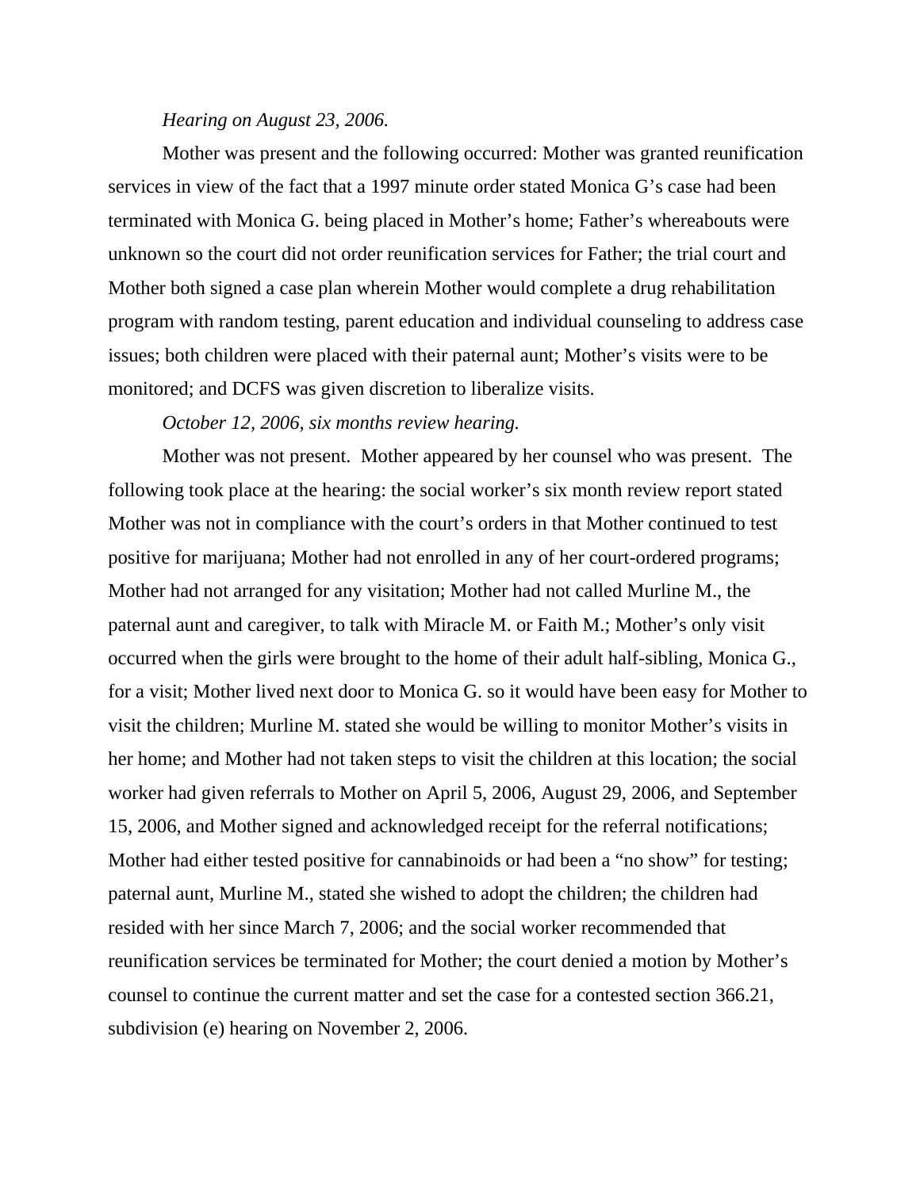*Hearing on August 23, 2006.*

Mother was present and the following occurred: Mother was granted reunification services in view of the fact that a 1997 minute order stated Monica G's case had been terminated with Monica G. being placed in Mother's home; Father's whereabouts were unknown so the court did not order reunification services for Father; the trial court and Mother both signed a case plan wherein Mother would complete a drug rehabilitation program with random testing, parent education and individual counseling to address case issues; both children were placed with their paternal aunt; Mother's visits were to be monitored; and DCFS was given discretion to liberalize visits.

*October 12, 2006, six months review hearing.*

Mother was not present. Mother appeared by her counsel who was present. The following took place at the hearing: the social worker's six month review report stated Mother was not in compliance with the court's orders in that Mother continued to test positive for marijuana; Mother had not enrolled in any of her court-ordered programs; Mother had not arranged for any visitation; Mother had not called Murline M., the paternal aunt and caregiver, to talk with Miracle M. or Faith M.; Mother's only visit occurred when the girls were brought to the home of their adult half-sibling, Monica G., for a visit; Mother lived next door to Monica G. so it would have been easy for Mother to visit the children; Murline M. stated she would be willing to monitor Mother's visits in her home; and Mother had not taken steps to visit the children at this location; the social worker had given referrals to Mother on April 5, 2006, August 29, 2006, and September 15, 2006, and Mother signed and acknowledged receipt for the referral notifications; Mother had either tested positive for cannabinoids or had been a "no show" for testing; paternal aunt, Murline M., stated she wished to adopt the children; the children had resided with her since March 7, 2006; and the social worker recommended that reunification services be terminated for Mother; the court denied a motion by Mother's counsel to continue the current matter and set the case for a contested section 366.21, subdivision (e) hearing on November 2, 2006.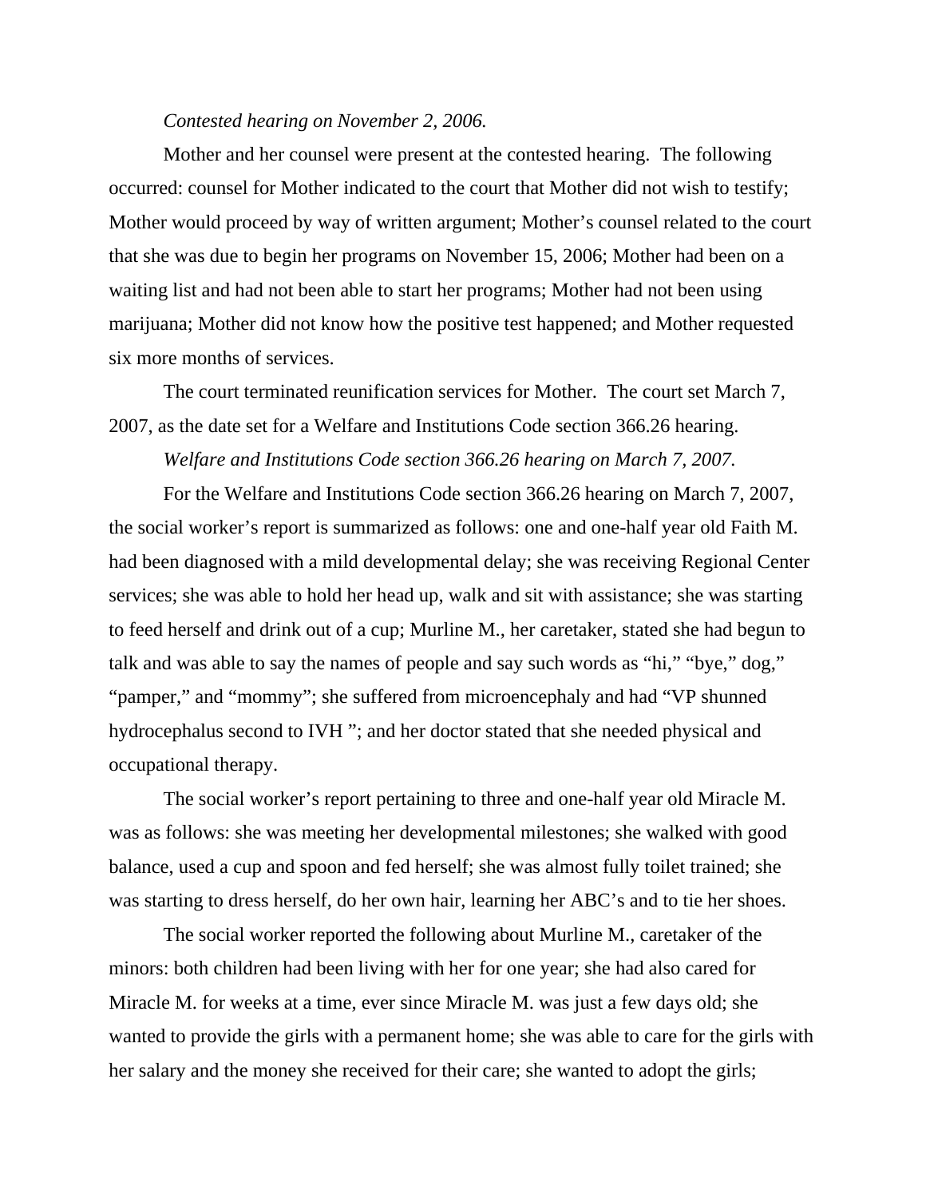*Contested hearing on November 2, 2006.*

Mother and her counsel were present at the contested hearing. The following occurred: counsel for Mother indicated to the court that Mother did not wish to testify; Mother would proceed by way of written argument; Mother's counsel related to the court that she was due to begin her programs on November 15, 2006; Mother had been on a waiting list and had not been able to start her programs; Mother had not been using marijuana; Mother did not know how the positive test happened; and Mother requested six more months of services.

The court terminated reunification services for Mother. The court set March 7, 2007, as the date set for a Welfare and Institutions Code section 366.26 hearing.

*Welfare and Institutions Code section 366.26 hearing on March 7, 2007.*

For the Welfare and Institutions Code section 366.26 hearing on March 7, 2007, the social worker's report is summarized as follows: one and one-half year old Faith M. had been diagnosed with a mild developmental delay; she was receiving Regional Center services; she was able to hold her head up, walk and sit with assistance; she was starting to feed herself and drink out of a cup; Murline M., her caretaker, stated she had begun to talk and was able to say the names of people and say such words as "hi," "bye," dog," "pamper," and "mommy"; she suffered from microencephaly and had "VP shunned hydrocephalus second to IVH "; and her doctor stated that she needed physical and occupational therapy.

The social worker's report pertaining to three and one-half year old Miracle M. was as follows: she was meeting her developmental milestones; she walked with good balance, used a cup and spoon and fed herself; she was almost fully toilet trained; she was starting to dress herself, do her own hair, learning her ABC's and to tie her shoes.

The social worker reported the following about Murline M., caretaker of the minors: both children had been living with her for one year; she had also cared for Miracle M. for weeks at a time, ever since Miracle M. was just a few days old; she wanted to provide the girls with a permanent home; she was able to care for the girls with her salary and the money she received for their care; she wanted to adopt the girls;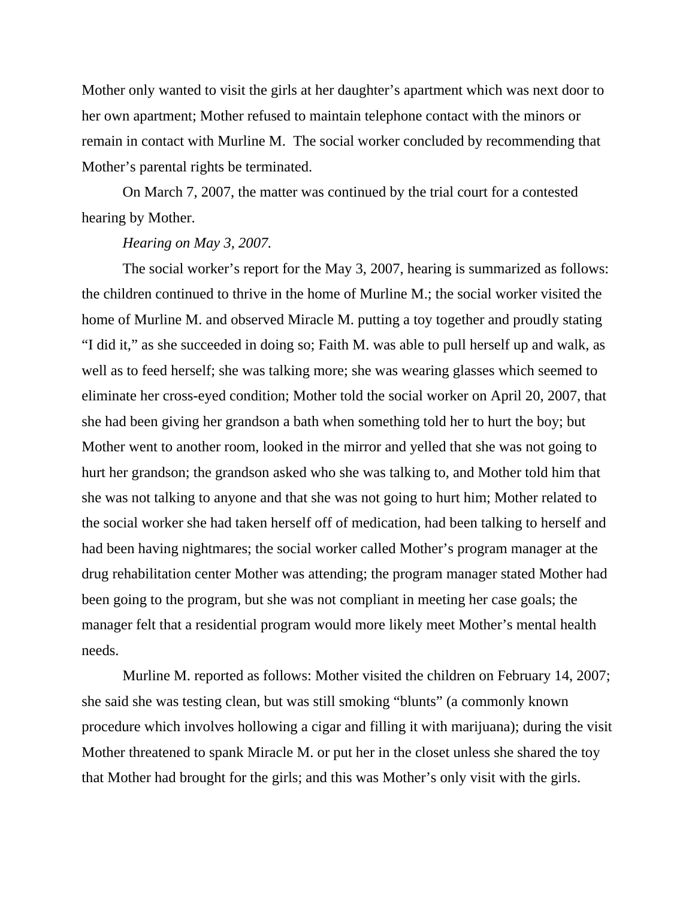Mother only wanted to visit the girls at her daughter's apartment which was next door to her own apartment; Mother refused to maintain telephone contact with the minors or remain in contact with Murline M. The social worker concluded by recommending that Mother's parental rights be terminated.

On March 7, 2007, the matter was continued by the trial court for a contested hearing by Mother.

*Hearing on May 3, 2007.*

The social worker's report for the May 3, 2007, hearing is summarized as follows: the children continued to thrive in the home of Murline M.; the social worker visited the home of Murline M. and observed Miracle M. putting a toy together and proudly stating "I did it," as she succeeded in doing so; Faith M. was able to pull herself up and walk, as well as to feed herself; she was talking more; she was wearing glasses which seemed to eliminate her cross-eyed condition; Mother told the social worker on April 20, 2007, that she had been giving her grandson a bath when something told her to hurt the boy; but Mother went to another room, looked in the mirror and yelled that she was not going to hurt her grandson; the grandson asked who she was talking to, and Mother told him that she was not talking to anyone and that she was not going to hurt him; Mother related to the social worker she had taken herself off of medication, had been talking to herself and had been having nightmares; the social worker called Mother's program manager at the drug rehabilitation center Mother was attending; the program manager stated Mother had been going to the program, but she was not compliant in meeting her case goals; the manager felt that a residential program would more likely meet Mother's mental health needs.

Murline M. reported as follows: Mother visited the children on February 14, 2007; she said she was testing clean, but was still smoking "blunts" (a commonly known procedure which involves hollowing a cigar and filling it with marijuana); during the visit Mother threatened to spank Miracle M. or put her in the closet unless she shared the toy that Mother had brought for the girls; and this was Mother's only visit with the girls.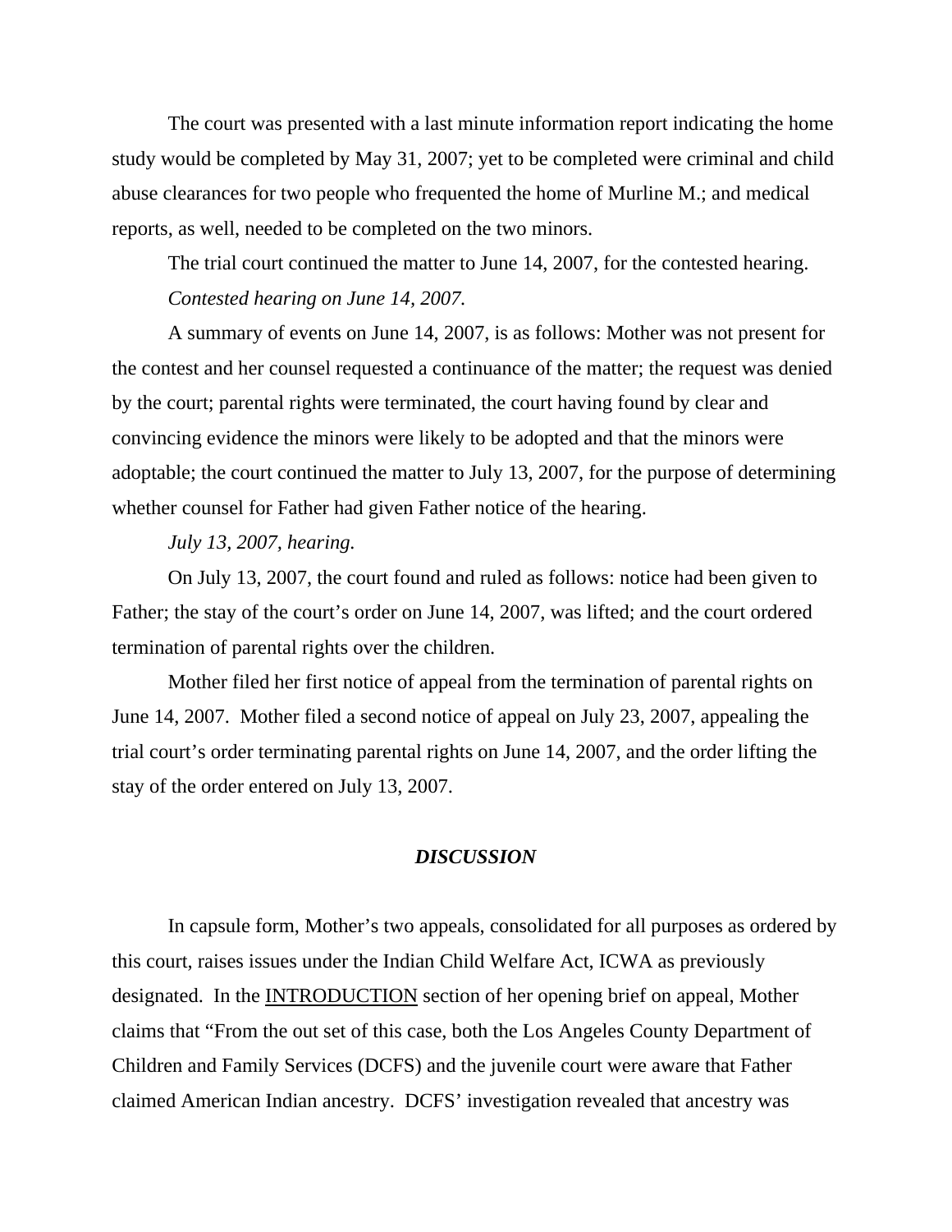The court was presented with a last minute information report indicating the home study would be completed by May 31, 2007; yet to be completed were criminal and child abuse clearances for two people who frequented the home of Murline M.; and medical reports, as well, needed to be completed on the two minors.

The trial court continued the matter to June 14, 2007, for the contested hearing.

*Contested hearing on June 14, 2007.*

A summary of events on June 14, 2007, is as follows: Mother was not present for the contest and her counsel requested a continuance of the matter; the request was denied by the court; parental rights were terminated, the court having found by clear and convincing evidence the minors were likely to be adopted and that the minors were adoptable; the court continued the matter to July 13, 2007, for the purpose of determining whether counsel for Father had given Father notice of the hearing.

*July 13, 2007, hearing.*

On July 13, 2007, the court found and ruled as follows: notice had been given to Father; the stay of the court's order on June 14, 2007, was lifted; and the court ordered termination of parental rights over the children.

Mother filed her first notice of appeal from the termination of parental rights on June 14, 2007. Mother filed a second notice of appeal on July 23, 2007, appealing the trial court's order terminating parental rights on June 14, 2007, and the order lifting the stay of the order entered on July 13, 2007.

## ***DISCUSSION***

In capsule form, Mother's two appeals, consolidated for all purposes as ordered by this court, raises issues under the Indian Child Welfare Act, ICWA as previously designated. In the <u>INTRODUCTION</u> section of her opening brief on appeal, Mother claims that "From the out set of this case, both the Los Angeles County Department of Children and Family Services (DCFS) and the juvenile court were aware that Father claimed American Indian ancestry. DCFS' investigation revealed that ancestry was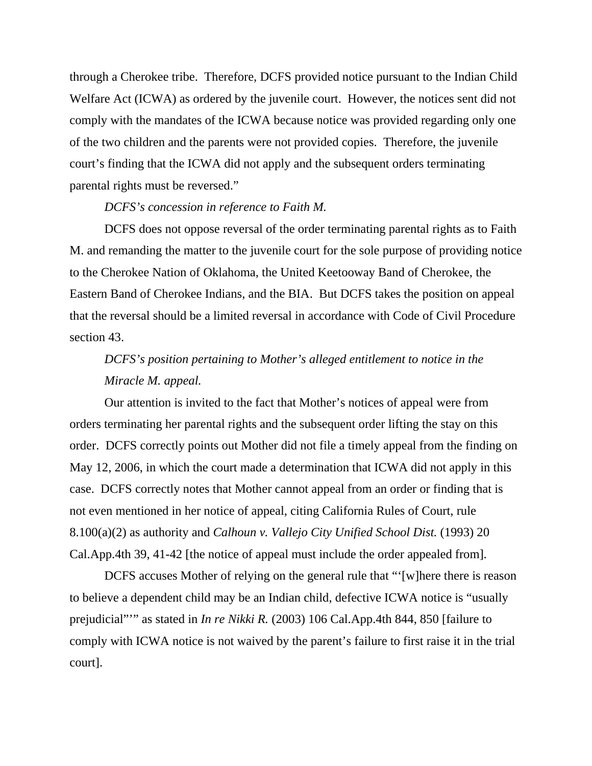through a Cherokee tribe. Therefore, DCFS provided notice pursuant to the Indian Child Welfare Act (ICWA) as ordered by the juvenile court. However, the notices sent did not comply with the mandates of the ICWA because notice was provided regarding only one of the two children and the parents were not provided copies. Therefore, the juvenile court's finding that the ICWA did not apply and the subsequent orders terminating parental rights must be reversed."

*DCFS's concession in reference to Faith M.*

DCFS does not oppose reversal of the order terminating parental rights as to Faith M. and remanding the matter to the juvenile court for the sole purpose of providing notice to the Cherokee Nation of Oklahoma, the United Keetooway Band of Cherokee, the Eastern Band of Cherokee Indians, and the BIA. But DCFS takes the position on appeal that the reversal should be a limited reversal in accordance with Code of Civil Procedure section 43.

*DCFS's position pertaining to Mother's alleged entitlement to notice in the Miracle M. appeal.*

Our attention is invited to the fact that Mother's notices of appeal were from orders terminating her parental rights and the subsequent order lifting the stay on this order. DCFS correctly points out Mother did not file a timely appeal from the finding on May 12, 2006, in which the court made a determination that ICWA did not apply in this case. DCFS correctly notes that Mother cannot appeal from an order or finding that is not even mentioned in her notice of appeal, citing California Rules of Court, rule 8.100(a)(2) as authority and *Calhoun v. Vallejo City Unified School Dist.* (1993) 20 Cal.App.4th 39, 41-42 [the notice of appeal must include the order appealed from].

DCFS accuses Mother of relying on the general rule that "'[w]here there is reason to believe a dependent child may be an Indian child, defective ICWA notice is "usually prejudicial"'" as stated in *In re Nikki R.* (2003) 106 Cal.App.4th 844, 850 [failure to comply with ICWA notice is not waived by the parent's failure to first raise it in the trial court].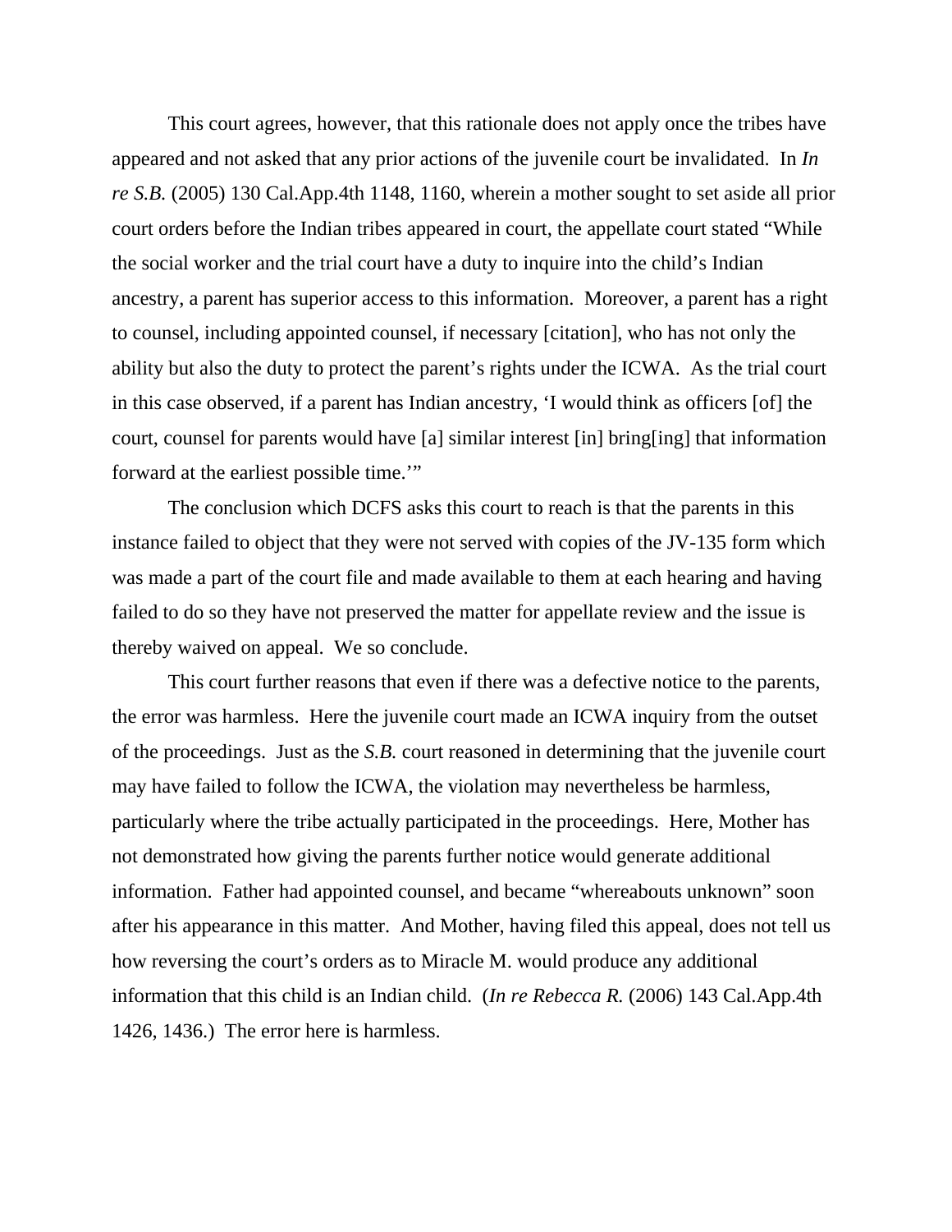This court agrees, however, that this rationale does not apply once the tribes have appeared and not asked that any prior actions of the juvenile court be invalidated. In *In re S.B.* (2005) 130 Cal.App.4th 1148, 1160, wherein a mother sought to set aside all prior court orders before the Indian tribes appeared in court, the appellate court stated "While the social worker and the trial court have a duty to inquire into the child's Indian ancestry, a parent has superior access to this information. Moreover, a parent has a right to counsel, including appointed counsel, if necessary [citation], who has not only the ability but also the duty to protect the parent's rights under the ICWA. As the trial court in this case observed, if a parent has Indian ancestry, 'I would think as officers [of] the court, counsel for parents would have [a] similar interest [in] bring[ing] that information forward at the earliest possible time.'"

The conclusion which DCFS asks this court to reach is that the parents in this instance failed to object that they were not served with copies of the JV-135 form which was made a part of the court file and made available to them at each hearing and having failed to do so they have not preserved the matter for appellate review and the issue is thereby waived on appeal. We so conclude.

This court further reasons that even if there was a defective notice to the parents, the error was harmless. Here the juvenile court made an ICWA inquiry from the outset of the proceedings. Just as the *S.B.* court reasoned in determining that the juvenile court may have failed to follow the ICWA, the violation may nevertheless be harmless, particularly where the tribe actually participated in the proceedings. Here, Mother has not demonstrated how giving the parents further notice would generate additional information. Father had appointed counsel, and became "whereabouts unknown" soon after his appearance in this matter. And Mother, having filed this appeal, does not tell us how reversing the court's orders as to Miracle M. would produce any additional information that this child is an Indian child. (*In re Rebecca R.* (2006) 143 Cal.App.4th 1426, 1436.) The error here is harmless.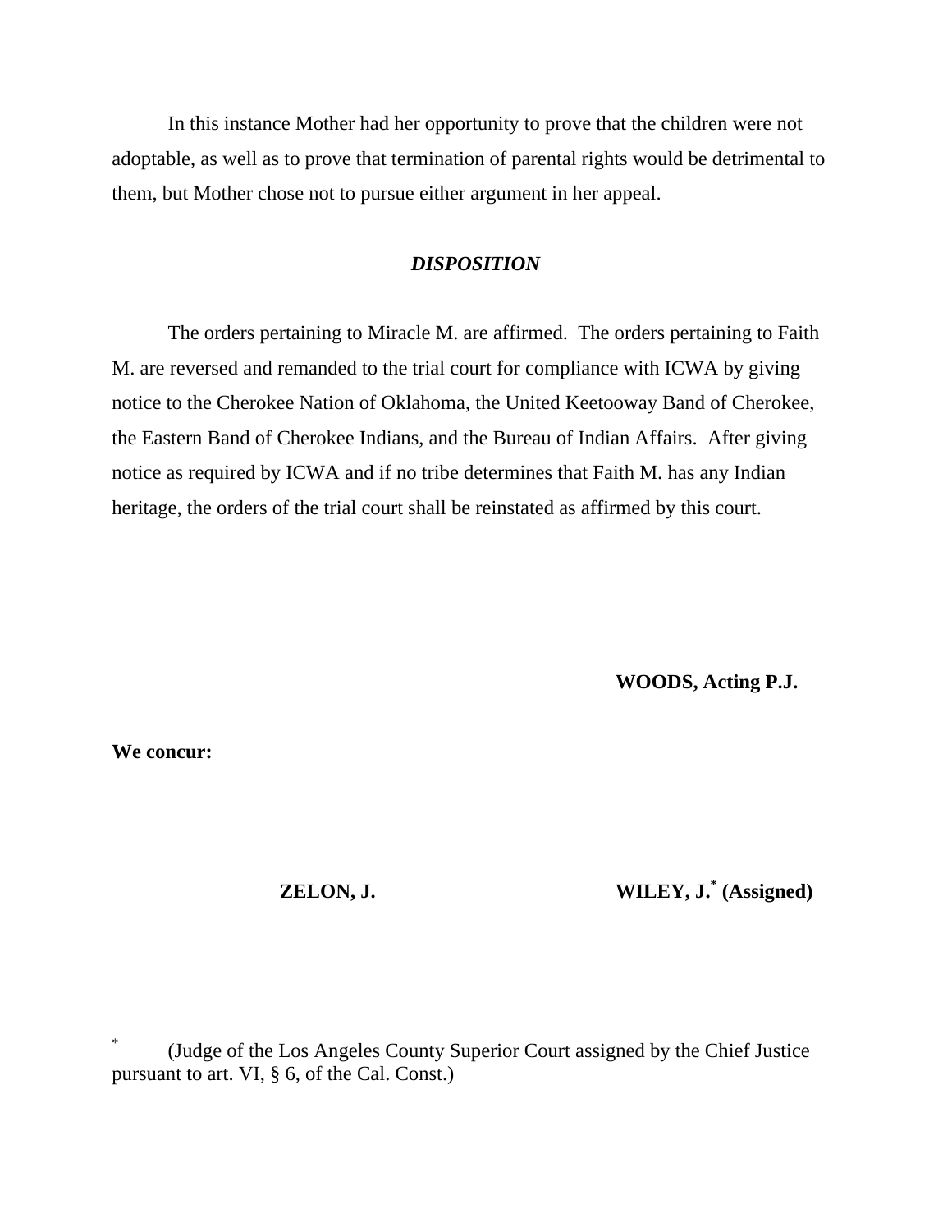In this instance Mother had her opportunity to prove that the children were not adoptable, as well as to prove that termination of parental rights would be detrimental to them, but Mother chose not to pursue either argument in her appeal.

## ***DISPOSITION***

The orders pertaining to Miracle M. are affirmed. The orders pertaining to Faith M. are reversed and remanded to the trial court for compliance with ICWA by giving notice to the Cherokee Nation of Oklahoma, the United Keetooway Band of Cherokee, the Eastern Band of Cherokee Indians, and the Bureau of Indian Affairs. After giving notice as required by ICWA and if no tribe determines that Faith M. has any Indian heritage, the orders of the trial court shall be reinstated as affirmed by this court.

**WOODS, Acting P.J.**

**We concur:**

**ZELON, J.**

**WILEY, J.**[*] **(Assigned)**

---

[*] (Judge of the Los Angeles County Superior Court assigned by the Chief Justice pursuant to art. VI, § 6, of the Cal. Const.)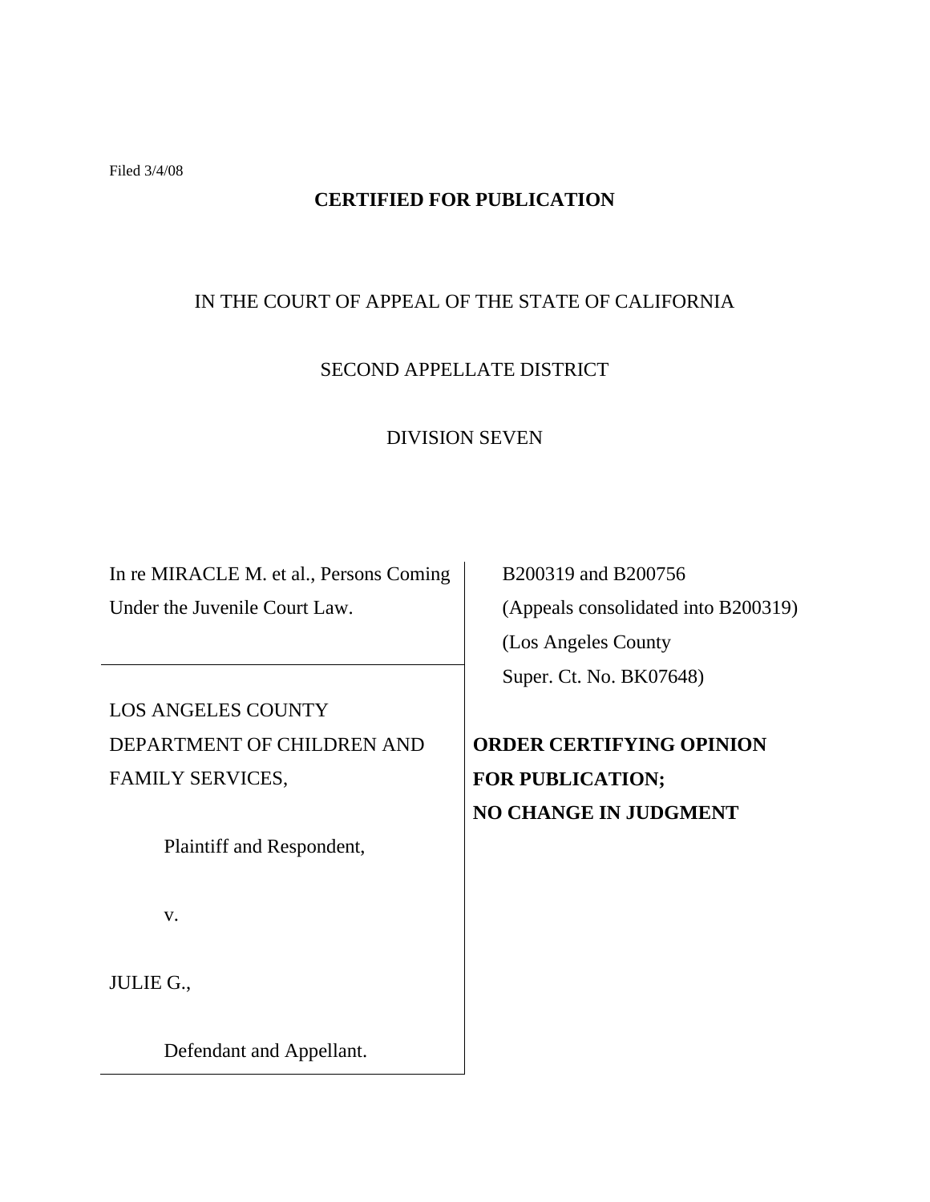Filed 3/4/08

**CERTIFIED FOR PUBLICATION**

IN THE COURT OF APPEAL OF THE STATE OF CALIFORNIA

SECOND APPELLATE DISTRICT

DIVISION SEVEN

| | |
|---|---|
| In re MIRACLE M. et al., Persons Coming Under the Juvenile Court Law. | B200319 and B200756<br>(Appeals consolidated into B200319)<br>(Los Angeles County<br>Super. Ct. No. BK07648) |
| LOS ANGELES COUNTY DEPARTMENT OF CHILDREN AND FAMILY SERVICES,<br><br>Plaintiff and Respondent,<br><br>v.<br><br>JULIE G.,<br><br>Defendant and Appellant. | **ORDER CERTIFYING OPINION FOR PUBLICATION;<br>NO CHANGE IN JUDGMENT** |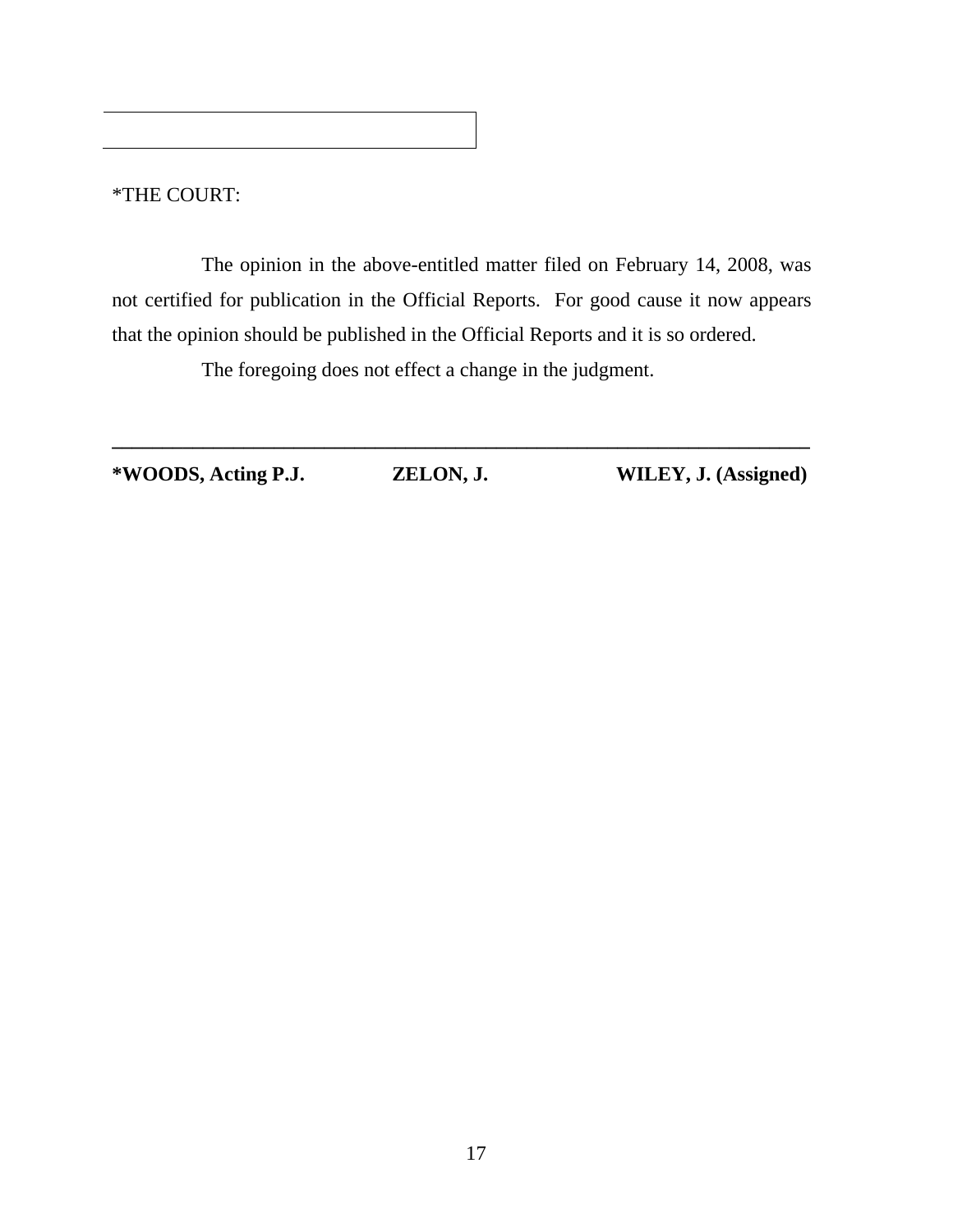*THE COURT:

The opinion in the above-entitled matter filed on February 14, 2008, was not certified for publication in the Official Reports. For good cause it now appears that the opinion should be published in the Official Reports and it is so ordered.

The foregoing does not effect a change in the judgment.

---

**\*WOODS, Acting P.J.** **ZELON, J.** **WILEY, J. (Assigned)**